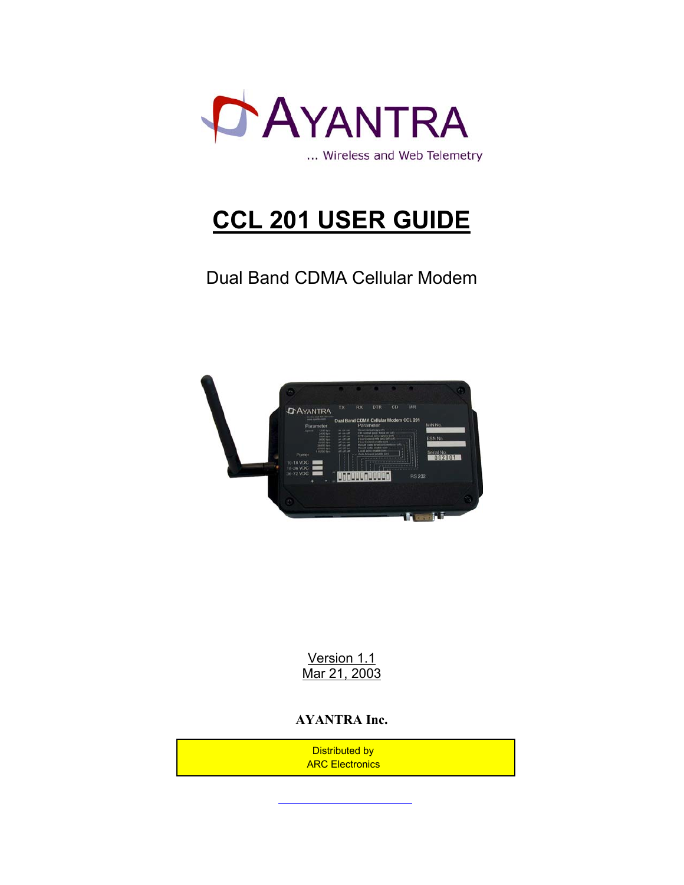AYANTRA

... Wireless and Web Telemetry

# CCL 201 USER GUIDE

Dual Band CDMA Cellular Modem

Version 1.1
Mar 21, 2003

**AYANTRA Inc.**

Distributed by
ARC Electronics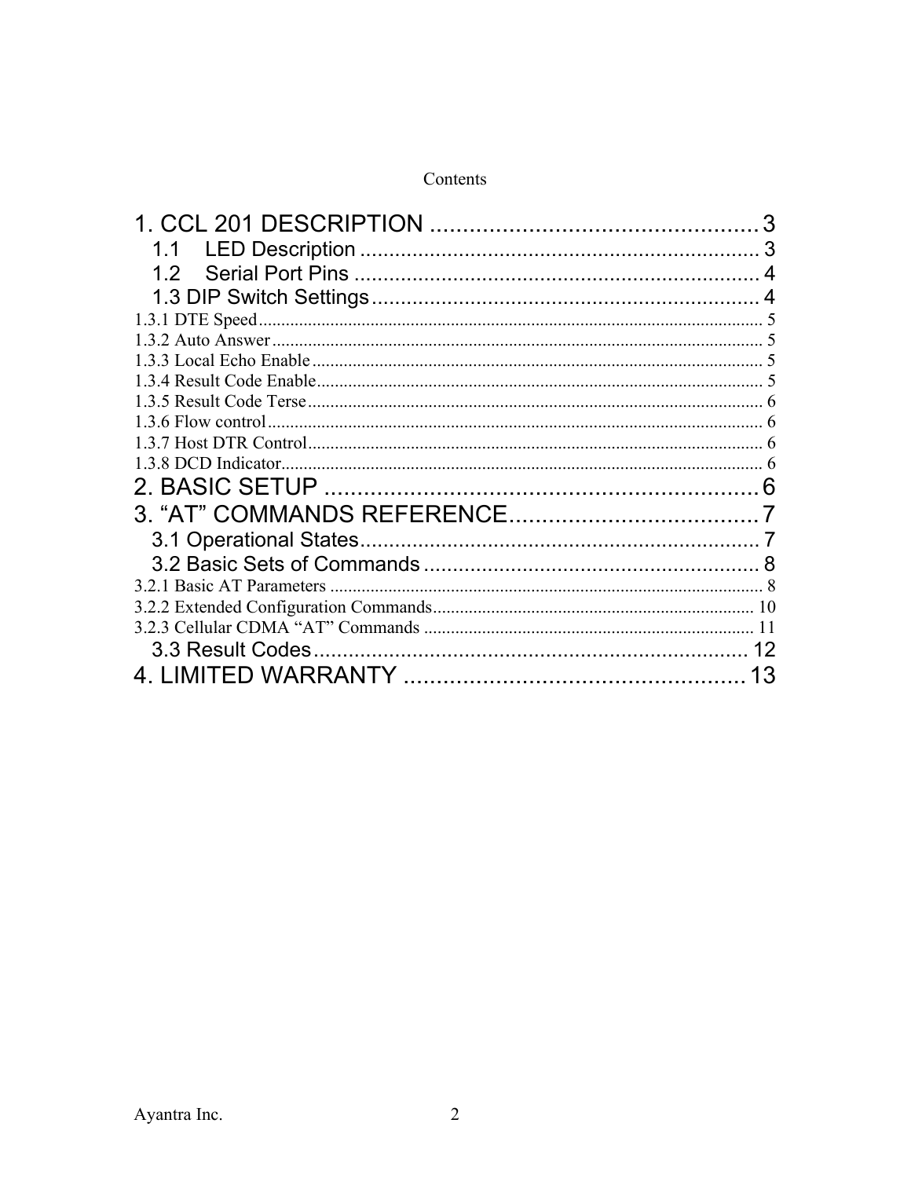Contents

1. CCL 201 DESCRIPTION .................................................. 3
  1.1 LED Description ..................................................................... 3
  1.2 Serial Port Pins ...................................................................... 4
  1.3 DIP Switch Settings ................................................................. 4
1.3.1 DTE Speed ................................................................................................................ 5
1.3.2 Auto Answer ............................................................................................................. 5
1.3.3 Local Echo Enable .................................................................................................... 5
1.3.4 Result Code Enable ................................................................................................... 5
1.3.5 Result Code Terse ..................................................................................................... 6
1.3.6 Flow control .............................................................................................................. 6
1.3.7 Host DTR Control ..................................................................................................... 6
1.3.8 DCD Indicator ........................................................................................................... 6
2. BASIC SETUP .................................................................. 6
3. “AT” COMMANDS REFERENCE ...................................... 7
  3.1 Operational States ..................................................................... 7
  3.2 Basic Sets of Commands .......................................................... 8
3.2.1 Basic AT Parameters ................................................................................................. 8
3.2.2 Extended Configuration Commands ......................................................................... 10
3.2.3 Cellular CDMA “AT” Commands ........................................................................... 11
  3.3 Result Codes ........................................................................... 12
4. LIMITED WARRANTY .................................................... 13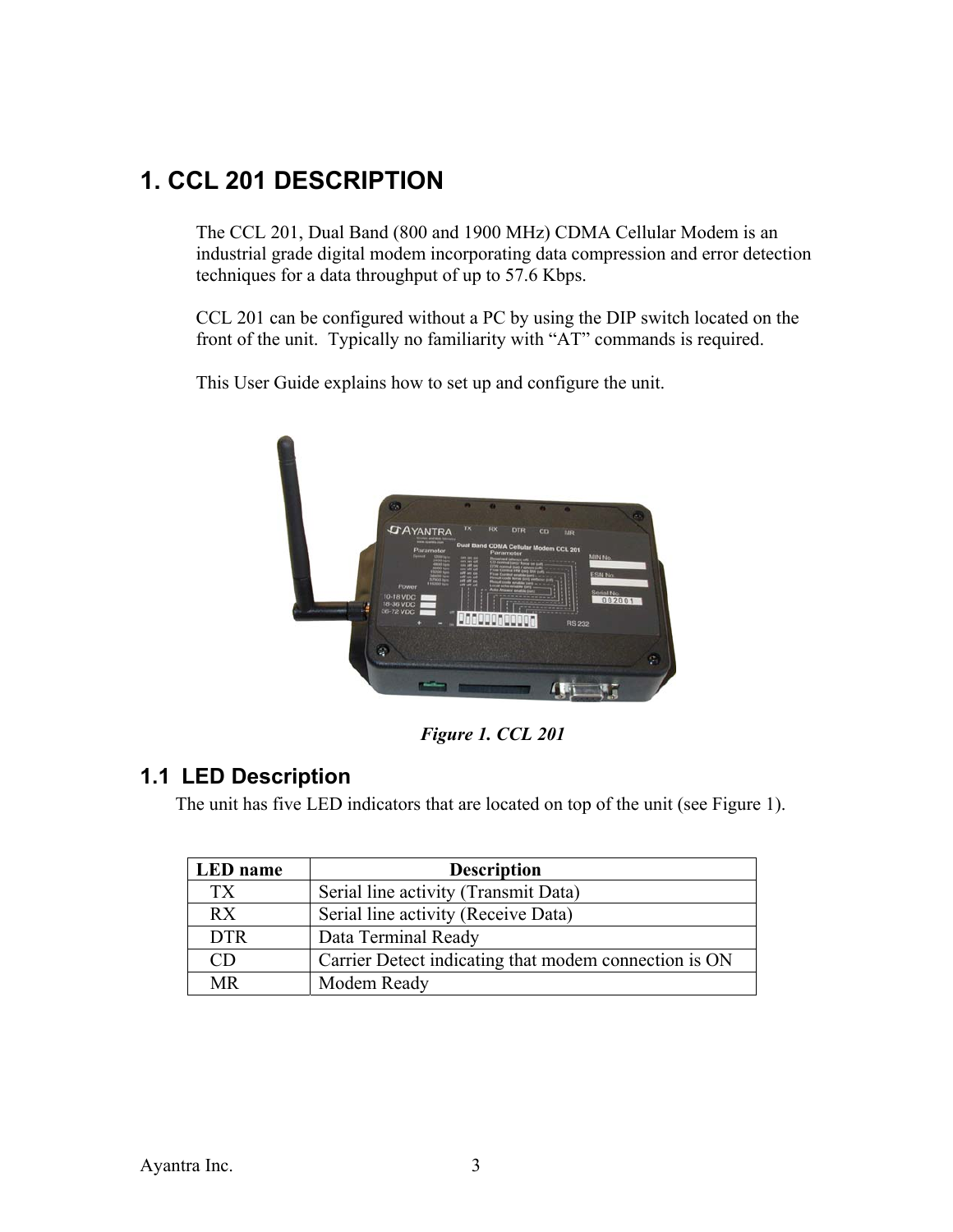# 1. CCL 201 DESCRIPTION

The CCL 201, Dual Band (800 and 1900 MHz) CDMA Cellular Modem is an industrial grade digital modem incorporating data compression and error detection techniques for a data throughput of up to 57.6 Kbps.

CCL 201 can be configured without a PC by using the DIP switch located on the front of the unit. Typically no familiarity with "AT" commands is required.

This User Guide explains how to set up and configure the unit.

*Figure 1. CCL 201*

## 1.1 LED Description

The unit has five LED indicators that are located on top of the unit (see Figure 1).

| LED name | Description |
|---|---|
| TX | Serial line activity (Transmit Data) |
| RX | Serial line activity (Receive Data) |
| DTR | Data Terminal Ready |
| CD | Carrier Detect indicating that modem connection is ON |
| MR | Modem Ready |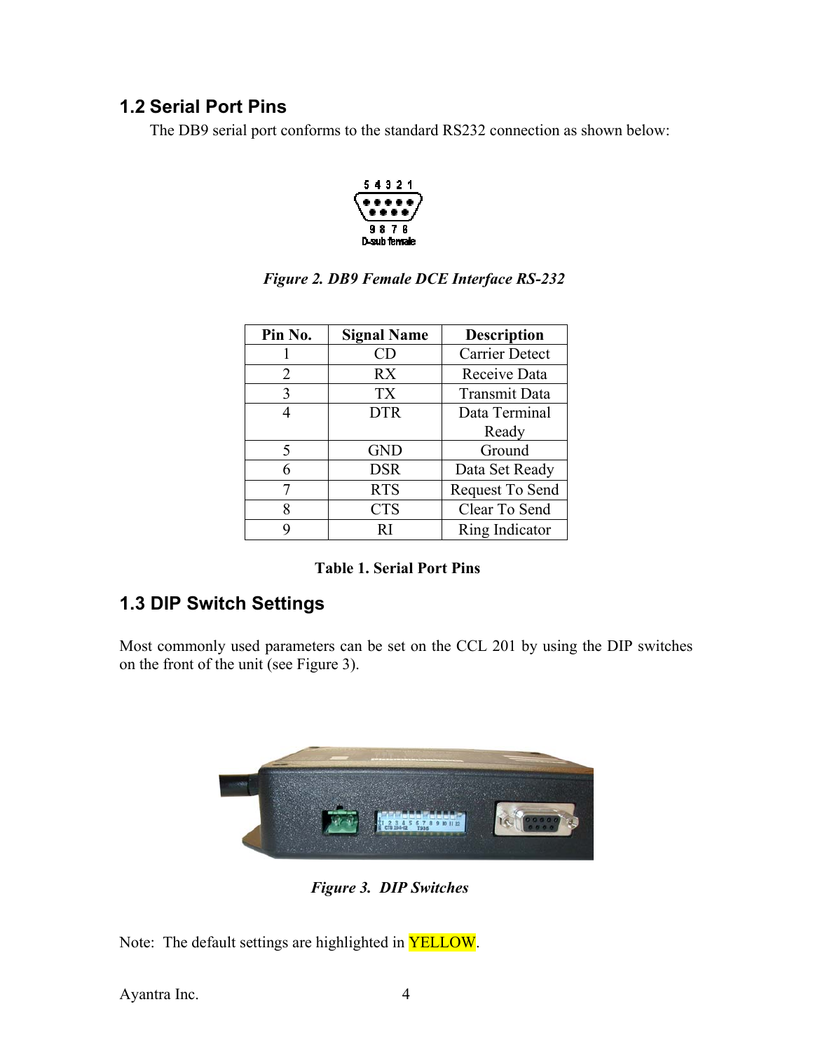## 1.2 Serial Port Pins

The DB9 serial port conforms to the standard RS232 connection as shown below:

*Figure 2. DB9 Female DCE Interface RS-232*

| Pin No. | Signal Name | Description |
|---|---|---|
| 1 | CD | Carrier Detect |
| 2 | RX | Receive Data |
| 3 | TX | Transmit Data |
| 4 | DTR | Data Terminal Ready |
| 5 | GND | Ground |
| 6 | DSR | Data Set Ready |
| 7 | RTS | Request To Send |
| 8 | CTS | Clear To Send |
| 9 | RI | Ring Indicator |

**Table 1. Serial Port Pins**

## 1.3 DIP Switch Settings

Most commonly used parameters can be set on the CCL 201 by using the DIP switches on the front of the unit (see Figure 3).

*Figure 3. DIP Switches*

Note: The default settings are highlighted in YELLOW.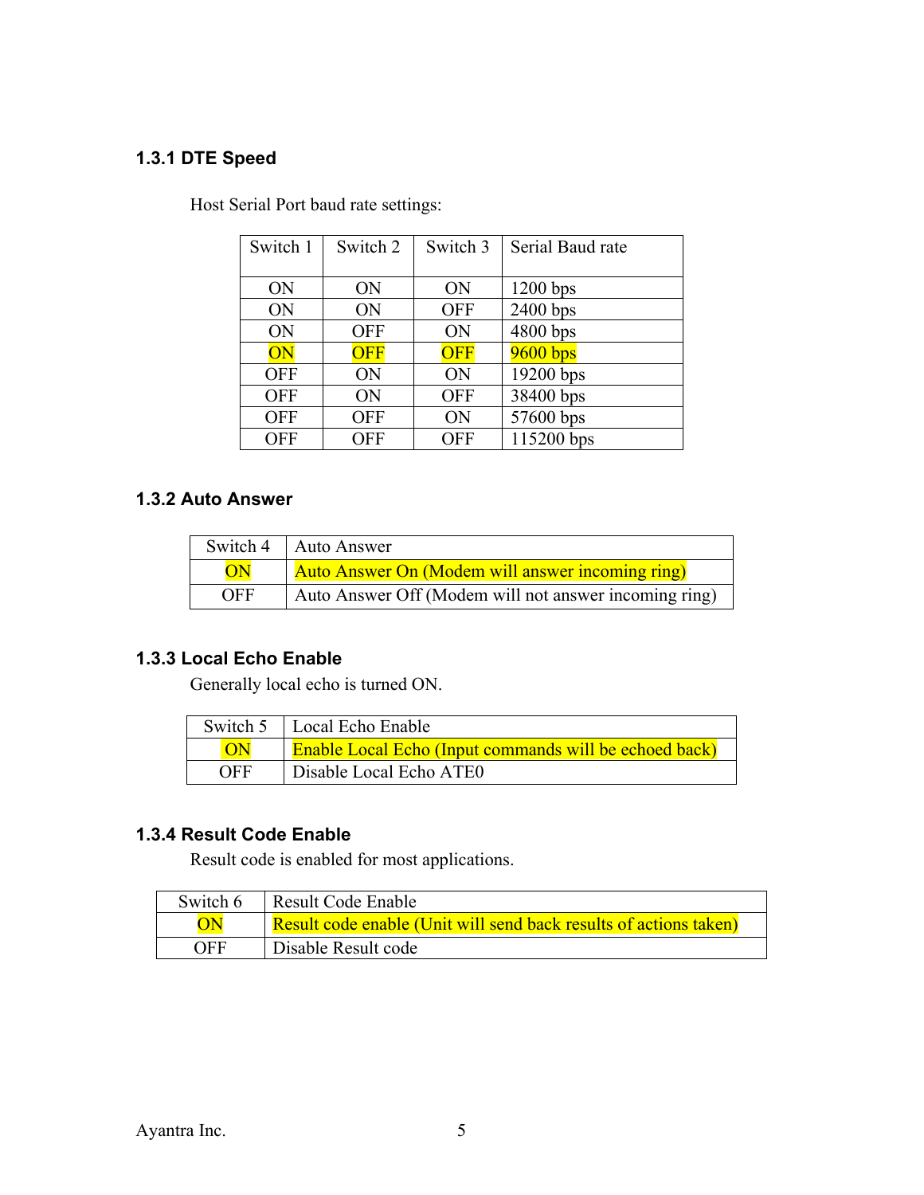### 1.3.1 DTE Speed

Host Serial Port baud rate settings:

| Switch 1 | Switch 2 | Switch 3 | Serial Baud rate |
|---|---|---|---|
| ON | ON | ON | 1200 bps |
| ON | ON | OFF | 2400 bps |
| ON | OFF | ON | 4800 bps |
| ON | OFF | OFF | 9600 bps |
| OFF | ON | ON | 19200 bps |
| OFF | ON | OFF | 38400 bps |
| OFF | OFF | ON | 57600 bps |
| OFF | OFF | OFF | 115200 bps |

### 1.3.2 Auto Answer

| Switch 4 | Auto Answer |
|---|---|
| ON | Auto Answer On (Modem will answer incoming ring) |
| OFF | Auto Answer Off (Modem will not answer incoming ring) |

### 1.3.3 Local Echo Enable

Generally local echo is turned ON.

| Switch 5 | Local Echo Enable |
|---|---|
| ON | Enable Local Echo (Input commands will be echoed back) |
| OFF | Disable Local Echo ATE0 |

### 1.3.4 Result Code Enable

Result code is enabled for most applications.

| Switch 6 | Result Code Enable |
|---|---|
| ON | Result code enable (Unit will send back results of actions taken) |
| OFF | Disable Result code |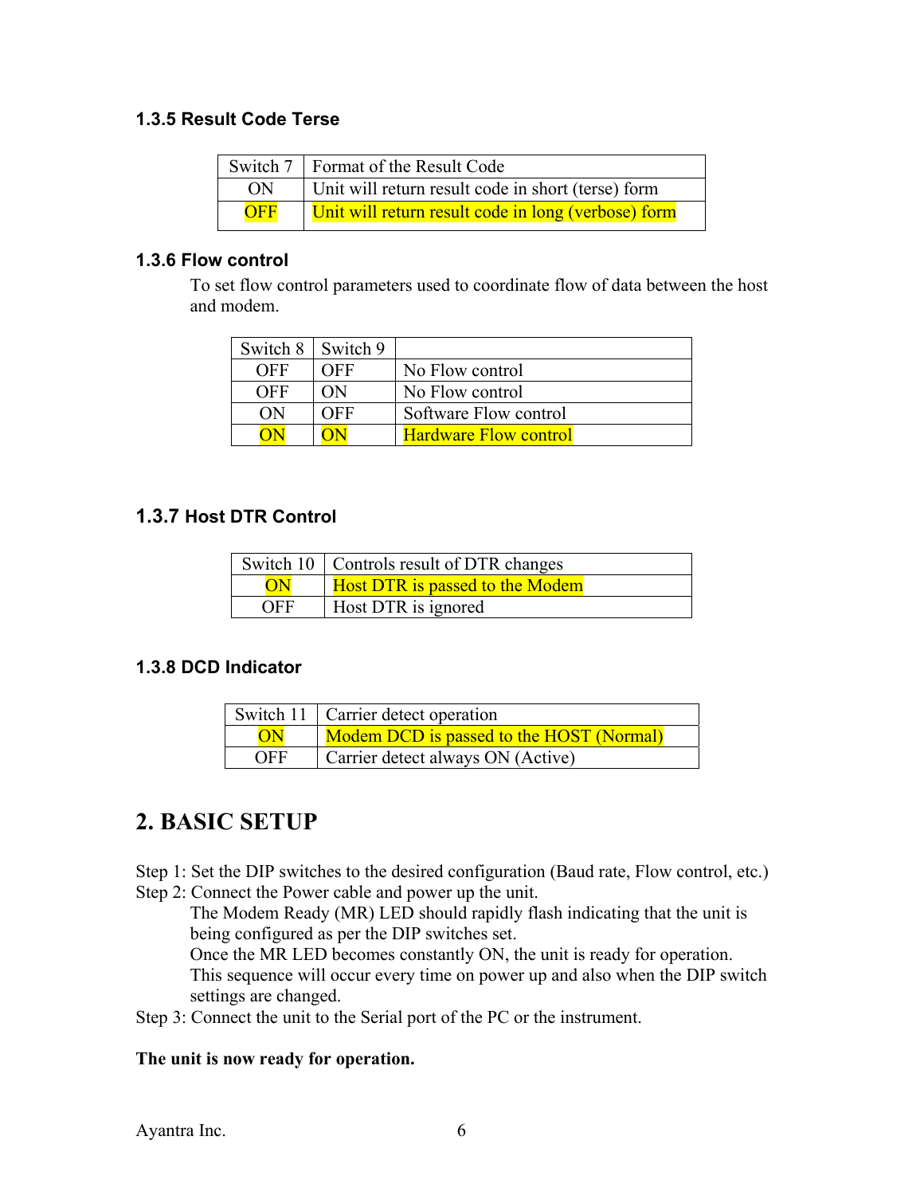### 1.3.5 Result Code Terse

| Switch 7 | Format of the Result Code |
|---|---|
| ON | Unit will return result code in short (terse) form |
| OFF | Unit will return result code in long (verbose) form |

### 1.3.6 Flow control

To set flow control parameters used to coordinate flow of data between the host and modem.

| Switch 8 | Switch 9 | |
|---|---|---|
| OFF | OFF | No Flow control |
| OFF | ON | No Flow control |
| ON | OFF | Software Flow control |
| ON | ON | Hardware Flow control |

### 1.3.7 Host DTR Control

| Switch 10 | Controls result of DTR changes |
|---|---|
| ON | Host DTR is passed to the Modem |
| OFF | Host DTR is ignored |

### 1.3.8 DCD Indicator

| Switch 11 | Carrier detect operation |
|---|---|
| ON | Modem DCD is passed to the HOST (Normal) |
| OFF | Carrier detect always ON (Active) |

## 2. BASIC SETUP

Step 1: Set the DIP switches to the desired configuration (Baud rate, Flow control, etc.)

Step 2: Connect the Power cable and power up the unit.
The Modem Ready (MR) LED should rapidly flash indicating that the unit is being configured as per the DIP switches set.
Once the MR LED becomes constantly ON, the unit is ready for operation.
This sequence will occur every time on power up and also when the DIP switch settings are changed.

Step 3: Connect the unit to the Serial port of the PC or the instrument.

**The unit is now ready for operation.**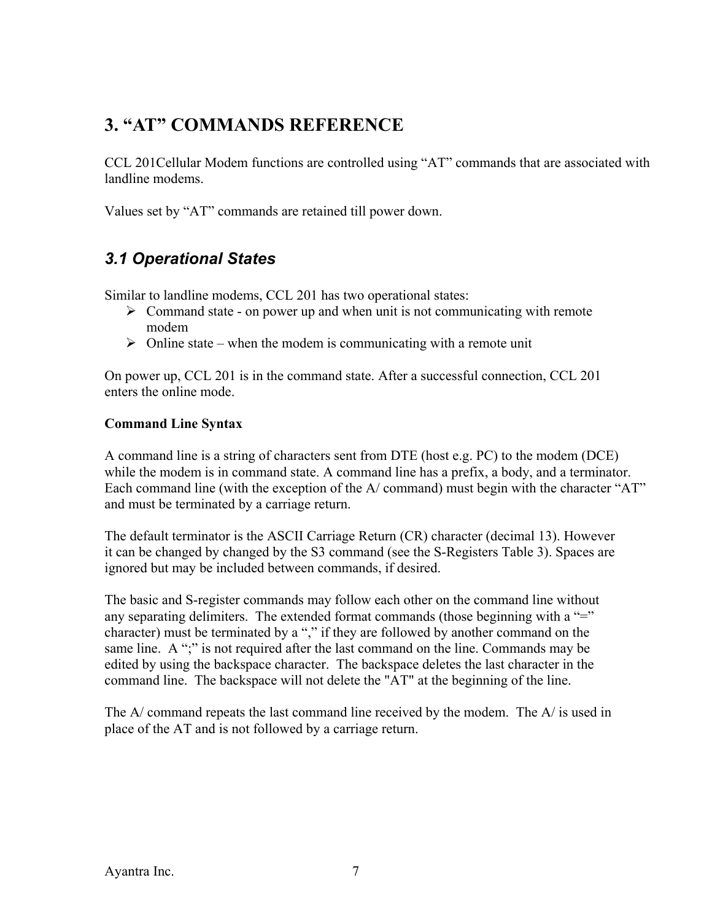# 3. "AT" COMMANDS REFERENCE

CCL 201Cellular Modem functions are controlled using "AT" commands that are associated with landline modems.

Values set by "AT" commands are retained till power down.

## *3.1 Operational States*

Similar to landline modems, CCL 201 has two operational states:

- Command state - on power up and when unit is not communicating with remote modem
- Online state – when the modem is communicating with a remote unit

On power up, CCL 201 is in the command state. After a successful connection, CCL 201 enters the online mode.

**Command Line Syntax**

A command line is a string of characters sent from DTE (host e.g. PC) to the modem (DCE) while the modem is in command state. A command line has a prefix, a body, and a terminator. Each command line (with the exception of the A/ command) must begin with the character "AT" and must be terminated by a carriage return.

The default terminator is the ASCII Carriage Return (CR) character (decimal 13). However it can be changed by changed by the S3 command (see the S-Registers Table 3). Spaces are ignored but may be included between commands, if desired.

The basic and S-register commands may follow each other on the command line without any separating delimiters. The extended format commands (those beginning with a "=" character) must be terminated by a "," if they are followed by another command on the same line. A ";" is not required after the last command on the line. Commands may be edited by using the backspace character. The backspace deletes the last character in the command line. The backspace will not delete the "AT" at the beginning of the line.

The A/ command repeats the last command line received by the modem. The A/ is used in place of the AT and is not followed by a carriage return.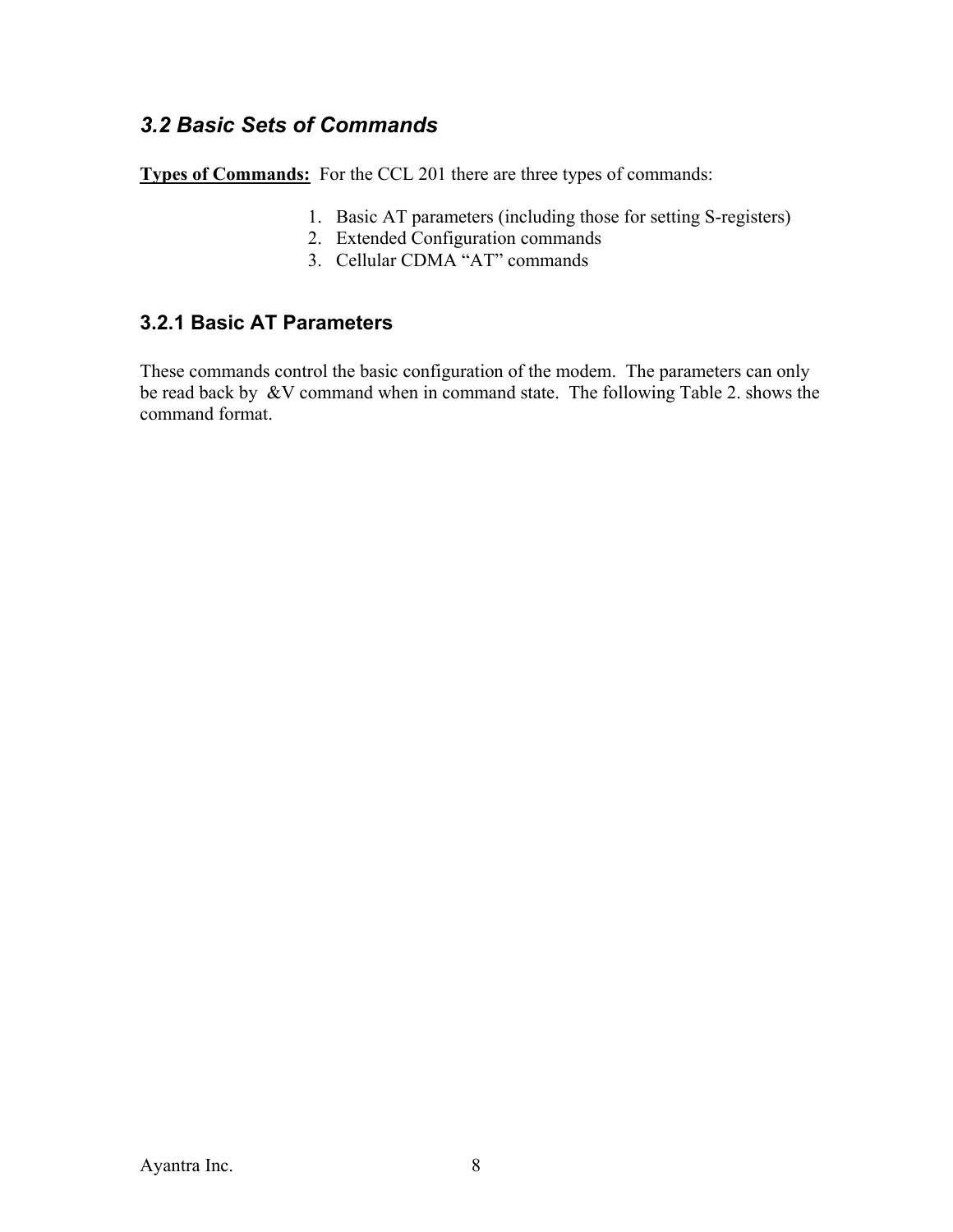## *3.2 Basic Sets of Commands*

**Types of Commands:** For the CCL 201 there are three types of commands:

1. Basic AT parameters (including those for setting S-registers)
2. Extended Configuration commands
3. Cellular CDMA "AT" commands

### 3.2.1 Basic AT Parameters

These commands control the basic configuration of the modem. The parameters can only be read back by &V command when in command state. The following Table 2. shows the command format.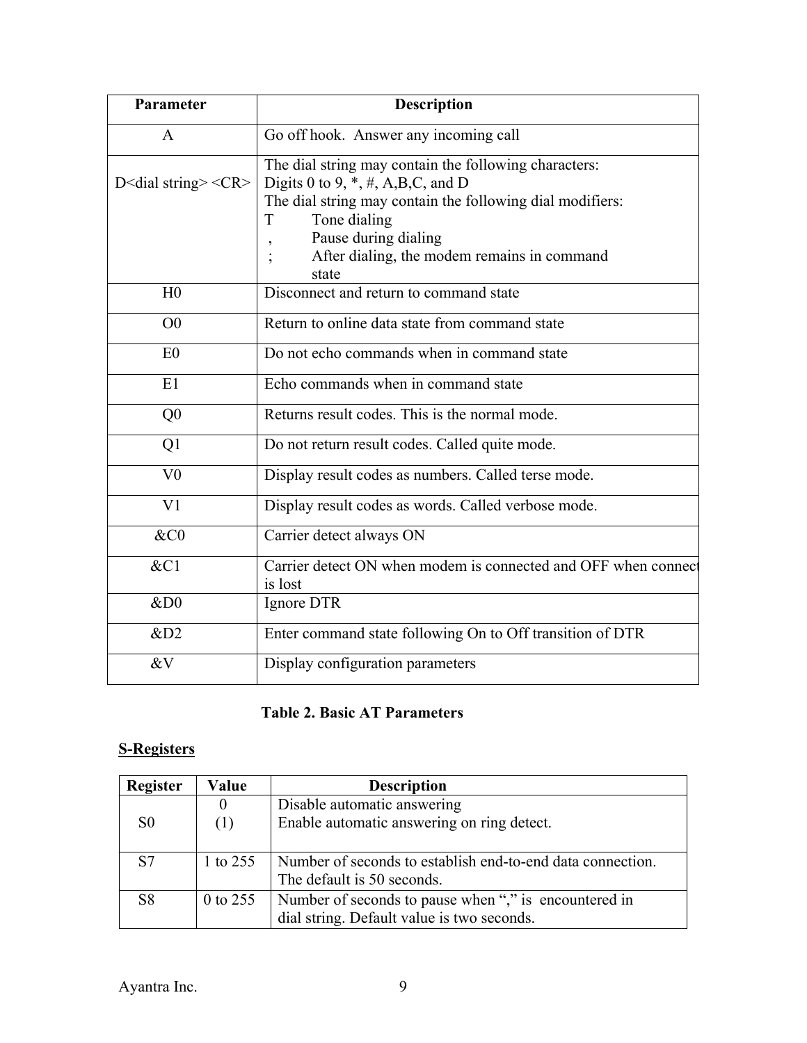| Parameter | Description |
|---|---|
| A | Go off hook. Answer any incoming call |
| D<dial string> <CR> | The dial string may contain the following characters:<br>Digits 0 to 9, *, #, A,B,C, and D<br>The dial string may contain the following dial modifiers:<br>T Tone dialing<br>, Pause during dialing<br>; After dialing, the modem remains in command state |
| H0 | Disconnect and return to command state |
| O0 | Return to online data state from command state |
| E0 | Do not echo commands when in command state |
| E1 | Echo commands when in command state |
| Q0 | Returns result codes. This is the normal mode. |
| Q1 | Do not return result codes. Called quite mode. |
| V0 | Display result codes as numbers. Called terse mode. |
| V1 | Display result codes as words. Called verbose mode. |
| &C0 | Carrier detect always ON |
| &C1 | Carrier detect ON when modem is connected and OFF when connect is lost |
| &D0 | Ignore DTR |
| &D2 | Enter command state following On to Off transition of DTR |
| &V | Display configuration parameters |

**Table 2. Basic AT Parameters**

**S-Registers**

| Register | Value | Description |
|---|---|---|
| S0 | 0<br>(1) | Disable automatic answering<br>Enable automatic answering on ring detect. |
| S7 | 1 to 255 | Number of seconds to establish end-to-end data connection. The default is 50 seconds. |
| S8 | 0 to 255 | Number of seconds to pause when "," is encountered in dial string. Default value is two seconds. |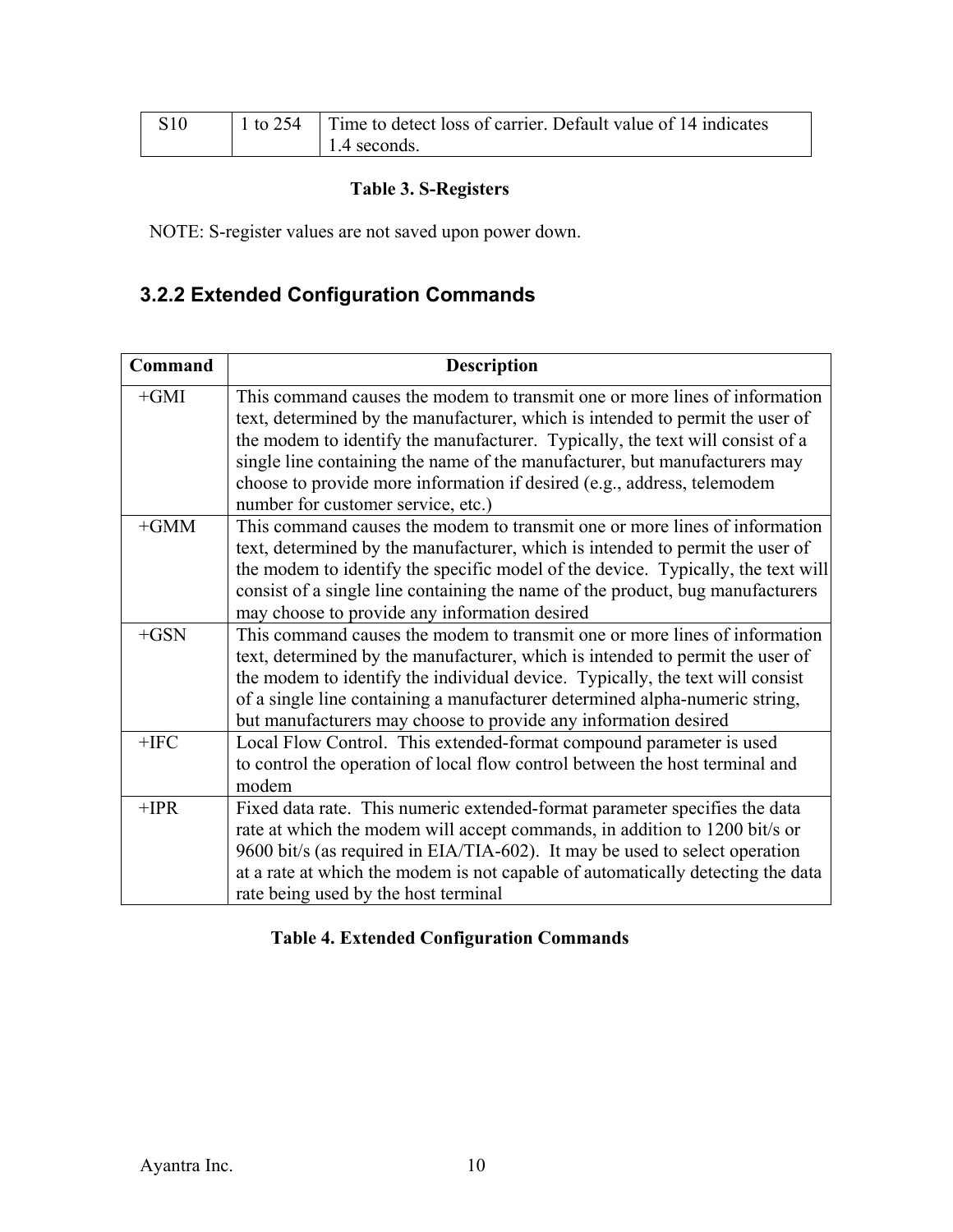| S10 | 1 to 254 | Time to detect loss of carrier. Default value of 14 indicates 1.4 seconds. |
|---|---|---|

**Table 3. S-Registers**

NOTE: S-register values are not saved upon power down.

### 3.2.2 Extended Configuration Commands

| Command | Description |
|---|---|
| +GMI | This command causes the modem to transmit one or more lines of information text, determined by the manufacturer, which is intended to permit the user of the modem to identify the manufacturer. Typically, the text will consist of a single line containing the name of the manufacturer, but manufacturers may choose to provide more information if desired (e.g., address, telemodem number for customer service, etc.) |
| +GMM | This command causes the modem to transmit one or more lines of information text, determined by the manufacturer, which is intended to permit the user of the modem to identify the specific model of the device. Typically, the text will consist of a single line containing the name of the product, bug manufacturers may choose to provide any information desired |
| +GSN | This command causes the modem to transmit one or more lines of information text, determined by the manufacturer, which is intended to permit the user of the modem to identify the individual device. Typically, the text will consist of a single line containing a manufacturer determined alpha-numeric string, but manufacturers may choose to provide any information desired |
| +IFC | Local Flow Control. This extended-format compound parameter is used to control the operation of local flow control between the host terminal and modem |
| +IPR | Fixed data rate. This numeric extended-format parameter specifies the data rate at which the modem will accept commands, in addition to 1200 bit/s or 9600 bit/s (as required in EIA/TIA-602). It may be used to select operation at a rate at which the modem is not capable of automatically detecting the data rate being used by the host terminal |

**Table 4. Extended Configuration Commands**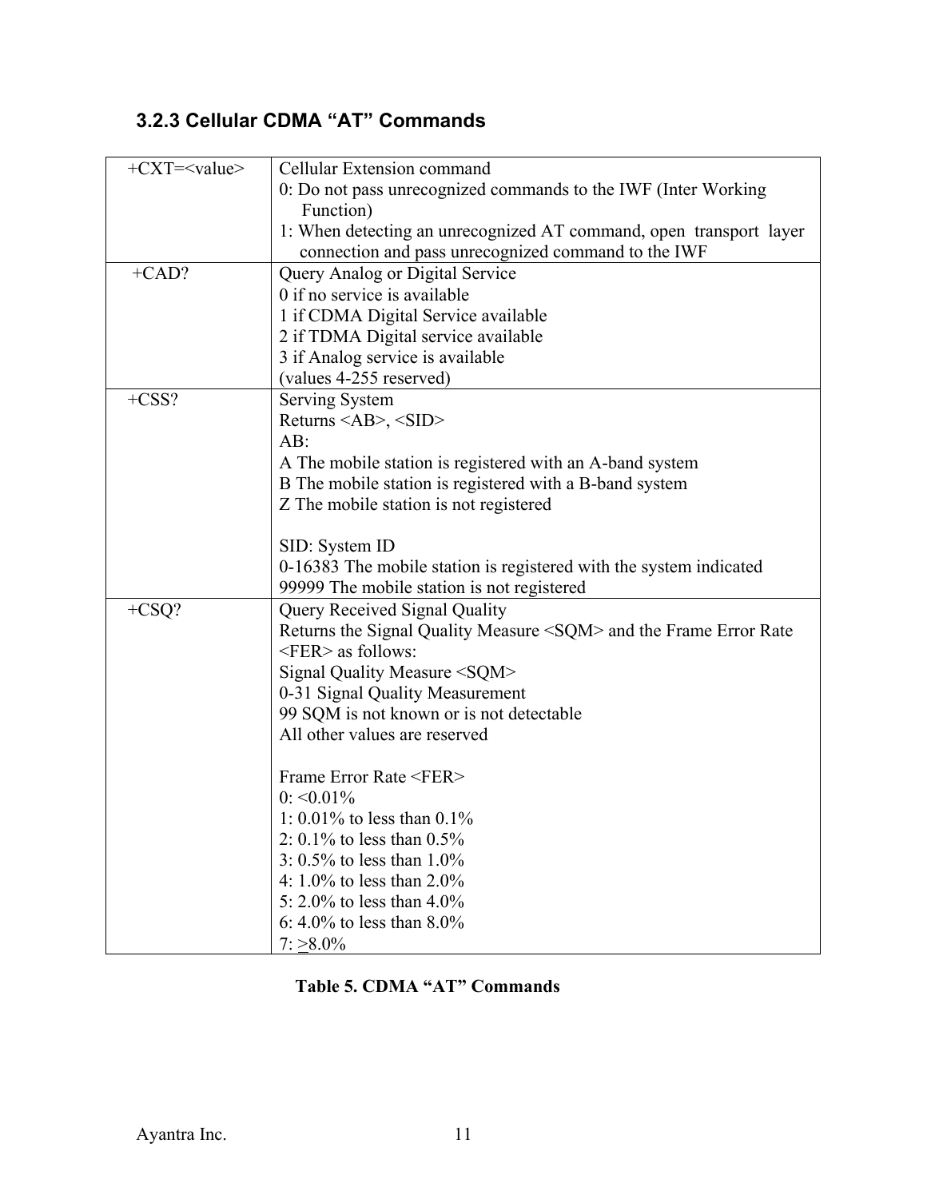### 3.2.3 Cellular CDMA "AT" Commands

| | |
|---|---|
| +CXT=<value> | Cellular Extension command<br>0: Do not pass unrecognized commands to the IWF (Inter Working Function)<br>1: When detecting an unrecognized AT command, open transport layer connection and pass unrecognized command to the IWF |
| +CAD? | Query Analog or Digital Service<br>0 if no service is available<br>1 if CDMA Digital Service available<br>2 if TDMA Digital service available<br>3 if Analog service is available<br>(values 4-255 reserved) |
| +CSS? | Serving System<br>Returns <AB>, <SID><br>AB:<br>A The mobile station is registered with an A-band system<br>B The mobile station is registered with a B-band system<br>Z The mobile station is not registered<br><br>SID: System ID<br>0-16383 The mobile station is registered with the system indicated<br>99999 The mobile station is not registered |
| +CSQ? | Query Received Signal Quality<br>Returns the Signal Quality Measure <SQM> and the Frame Error Rate <FER> as follows:<br>Signal Quality Measure <SQM><br>0-31 Signal Quality Measurement<br>99 SQM is not known or is not detectable<br>All other values are reserved<br><br>Frame Error Rate <FER><br>0: <0.01%<br>1: 0.01% to less than 0.1%<br>2: 0.1% to less than 0.5%<br>3: 0.5% to less than 1.0%<br>4: 1.0% to less than 2.0%<br>5: 2.0% to less than 4.0%<br>6: 4.0% to less than 8.0%<br>7: ≥8.0% |

**Table 5. CDMA "AT" Commands**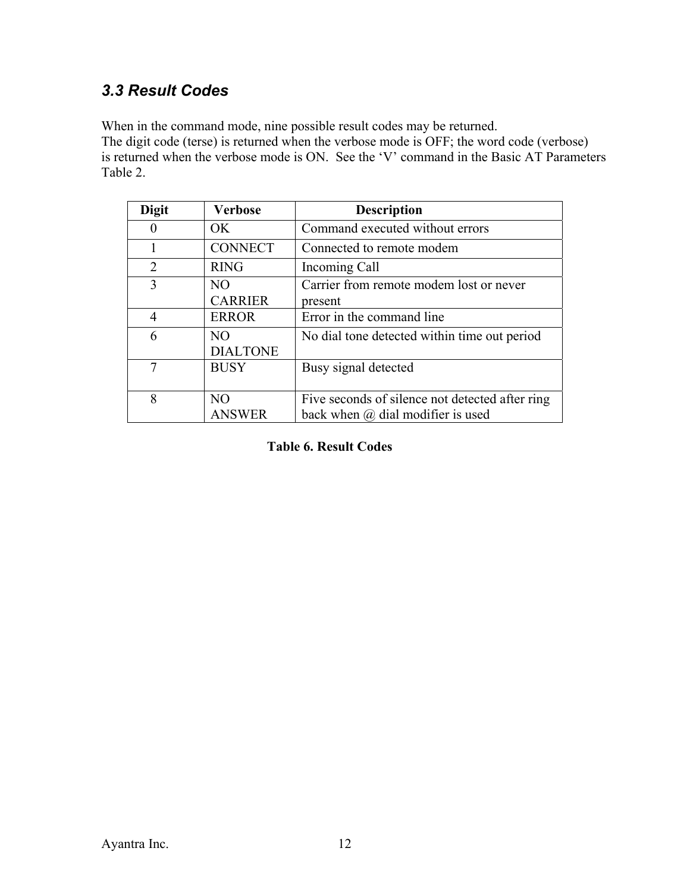### *3.3 Result Codes*

When in the command mode, nine possible result codes may be returned.
The digit code (terse) is returned when the verbose mode is OFF; the word code (verbose) is returned when the verbose mode is ON. See the 'V' command in the Basic AT Parameters Table 2.

| Digit | Verbose | Description |
|---|---|---|
| 0 | OK | Command executed without errors |
| 1 | CONNECT | Connected to remote modem |
| 2 | RING | Incoming Call |
| 3 | NO CARRIER | Carrier from remote modem lost or never present |
| 4 | ERROR | Error in the command line |
| 6 | NO DIALTONE | No dial tone detected within time out period |
| 7 | BUSY | Busy signal detected |
| 8 | NO ANSWER | Five seconds of silence not detected after ring back when @ dial modifier is used |

**Table 6. Result Codes**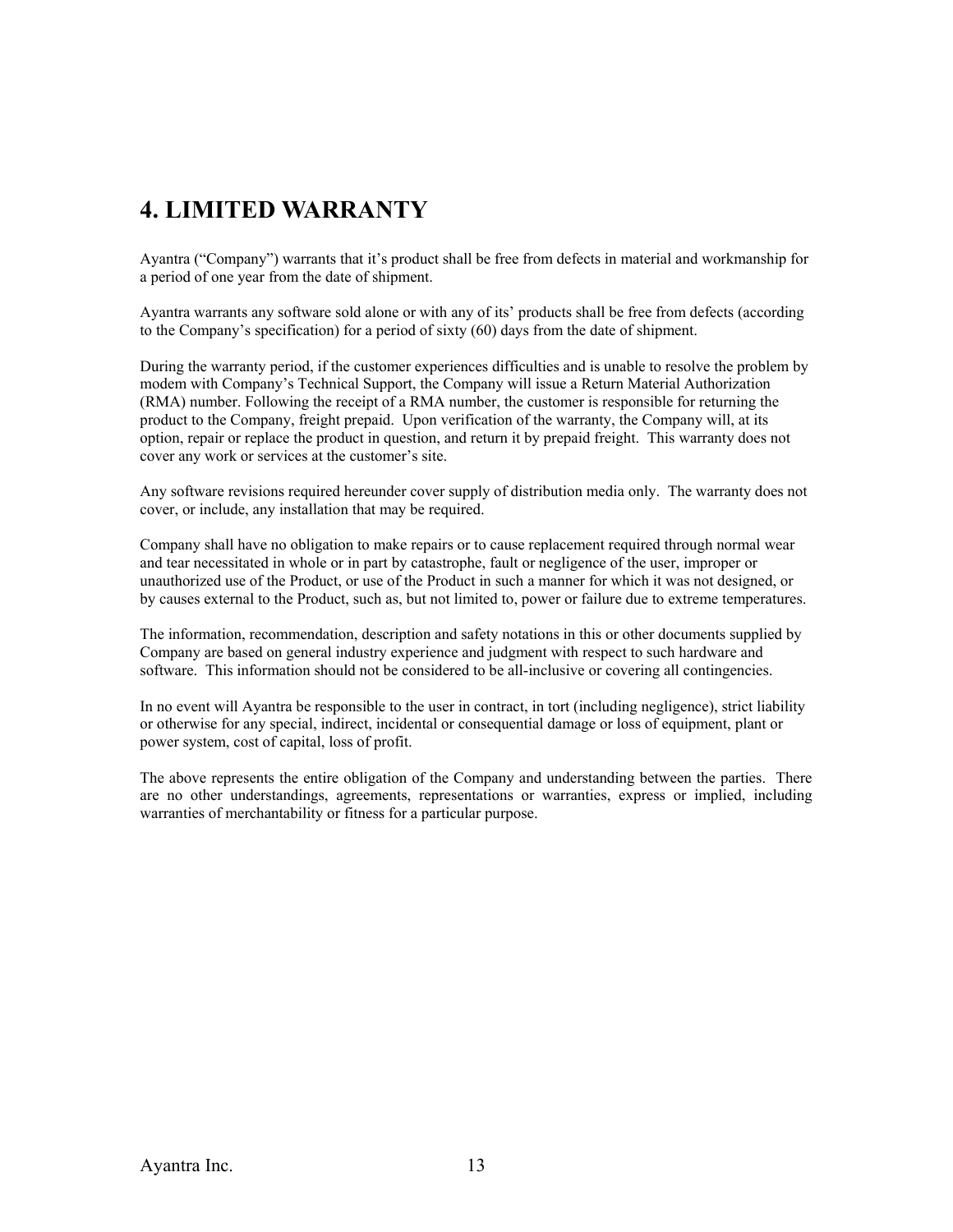# 4. LIMITED WARRANTY

Ayantra ("Company") warrants that it's product shall be free from defects in material and workmanship for a period of one year from the date of shipment.

Ayantra warrants any software sold alone or with any of its' products shall be free from defects (according to the Company's specification) for a period of sixty (60) days from the date of shipment.

During the warranty period, if the customer experiences difficulties and is unable to resolve the problem by modem with Company's Technical Support, the Company will issue a Return Material Authorization (RMA) number. Following the receipt of a RMA number, the customer is responsible for returning the product to the Company, freight prepaid. Upon verification of the warranty, the Company will, at its option, repair or replace the product in question, and return it by prepaid freight. This warranty does not cover any work or services at the customer's site.

Any software revisions required hereunder cover supply of distribution media only. The warranty does not cover, or include, any installation that may be required.

Company shall have no obligation to make repairs or to cause replacement required through normal wear and tear necessitated in whole or in part by catastrophe, fault or negligence of the user, improper or unauthorized use of the Product, or use of the Product in such a manner for which it was not designed, or by causes external to the Product, such as, but not limited to, power or failure due to extreme temperatures.

The information, recommendation, description and safety notations in this or other documents supplied by Company are based on general industry experience and judgment with respect to such hardware and software. This information should not be considered to be all-inclusive or covering all contingencies.

In no event will Ayantra be responsible to the user in contract, in tort (including negligence), strict liability or otherwise for any special, indirect, incidental or consequential damage or loss of equipment, plant or power system, cost of capital, loss of profit.

The above represents the entire obligation of the Company and understanding between the parties. There are no other understandings, agreements, representations or warranties, express or implied, including warranties of merchantability or fitness for a particular purpose.